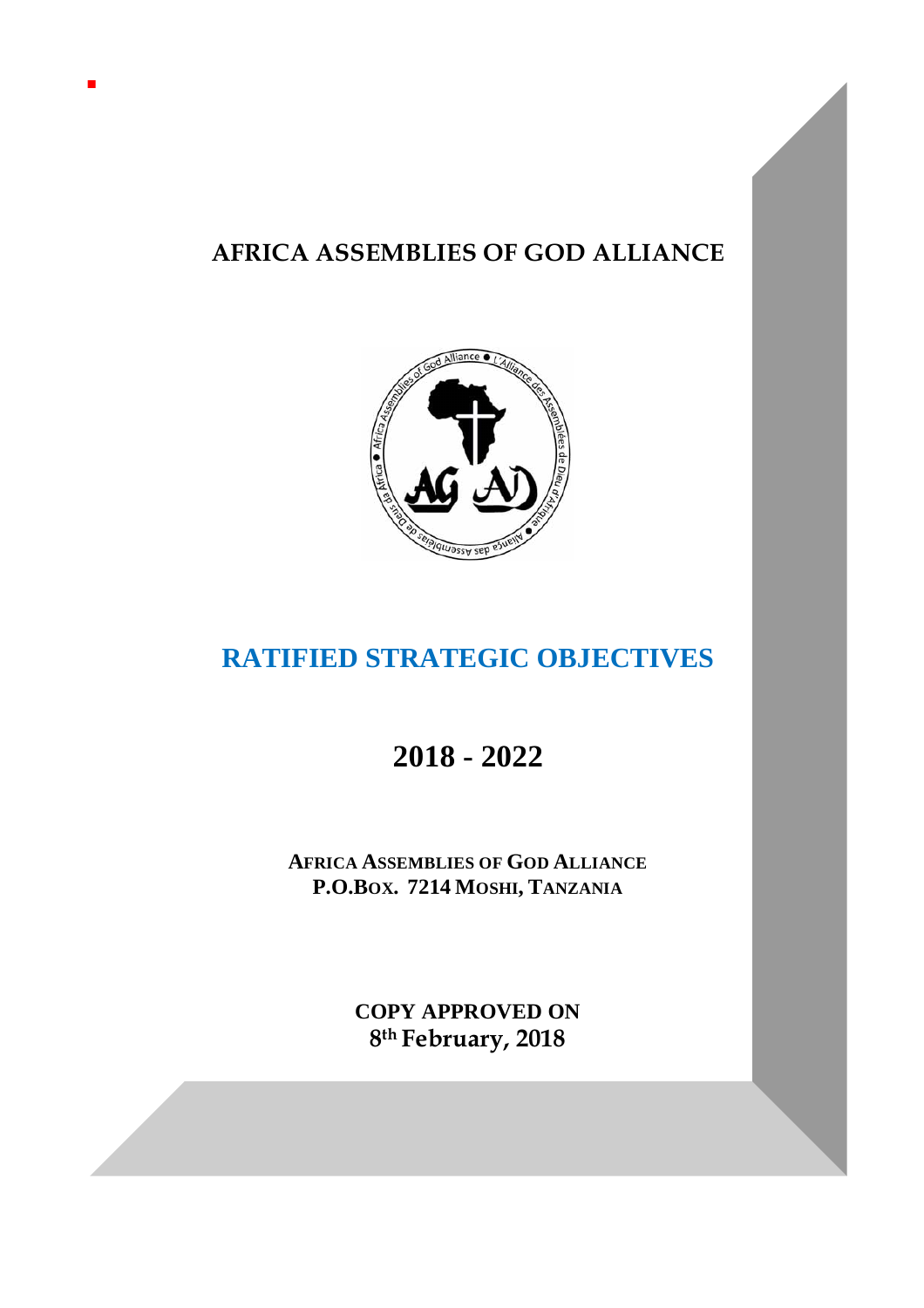# AFRICA ASSEMBLIES OF GOD ALLIANCE

# RATIFIED STRATEGIC OBJECTIVES

## 2018 - 2022

**AFRICA ASSEMBLIES OF GOD ALLIANCE**
**P.O.BOX. 7214 MOSHI, TANZANIA**

**COPY APPROVED ON**
**8th February, 2018**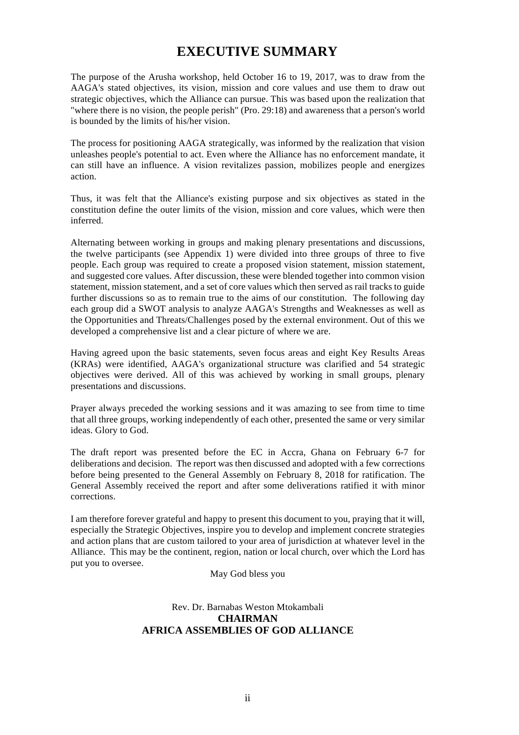# EXECUTIVE SUMMARY

The purpose of the Arusha workshop, held October 16 to 19, 2017, was to draw from the AAGA's stated objectives, its vision, mission and core values and use them to draw out strategic objectives, which the Alliance can pursue. This was based upon the realization that "where there is no vision, the people perish" (Pro. 29:18) and awareness that a person's world is bounded by the limits of his/her vision.

The process for positioning AAGA strategically, was informed by the realization that vision unleashes people's potential to act. Even where the Alliance has no enforcement mandate, it can still have an influence. A vision revitalizes passion, mobilizes people and energizes action.

Thus, it was felt that the Alliance's existing purpose and six objectives as stated in the constitution define the outer limits of the vision, mission and core values, which were then inferred.

Alternating between working in groups and making plenary presentations and discussions, the twelve participants (see Appendix 1) were divided into three groups of three to five people. Each group was required to create a proposed vision statement, mission statement, and suggested core values. After discussion, these were blended together into common vision statement, mission statement, and a set of core values which then served as rail tracks to guide further discussions so as to remain true to the aims of our constitution. The following day each group did a SWOT analysis to analyze AAGA's Strengths and Weaknesses as well as the Opportunities and Threats/Challenges posed by the external environment. Out of this we developed a comprehensive list and a clear picture of where we are.

Having agreed upon the basic statements, seven focus areas and eight Key Results Areas (KRAs) were identified, AAGA's organizational structure was clarified and 54 strategic objectives were derived. All of this was achieved by working in small groups, plenary presentations and discussions.

Prayer always preceded the working sessions and it was amazing to see from time to time that all three groups, working independently of each other, presented the same or very similar ideas. Glory to God.

The draft report was presented before the EC in Accra, Ghana on February 6-7 for deliberations and decision. The report was then discussed and adopted with a few corrections before being presented to the General Assembly on February 8, 2018 for ratification. The General Assembly received the report and after some deliverations ratified it with minor corrections.

I am therefore forever grateful and happy to present this document to you, praying that it will, especially the Strategic Objectives, inspire you to develop and implement concrete strategies and action plans that are custom tailored to your area of jurisdiction at whatever level in the Alliance. This may be the continent, region, nation or local church, over which the Lord has put you to oversee.

May God bless you

Rev. Dr. Barnabas Weston Mtokambali
**CHAIRMAN**
**AFRICA ASSEMBLIES OF GOD ALLIANCE**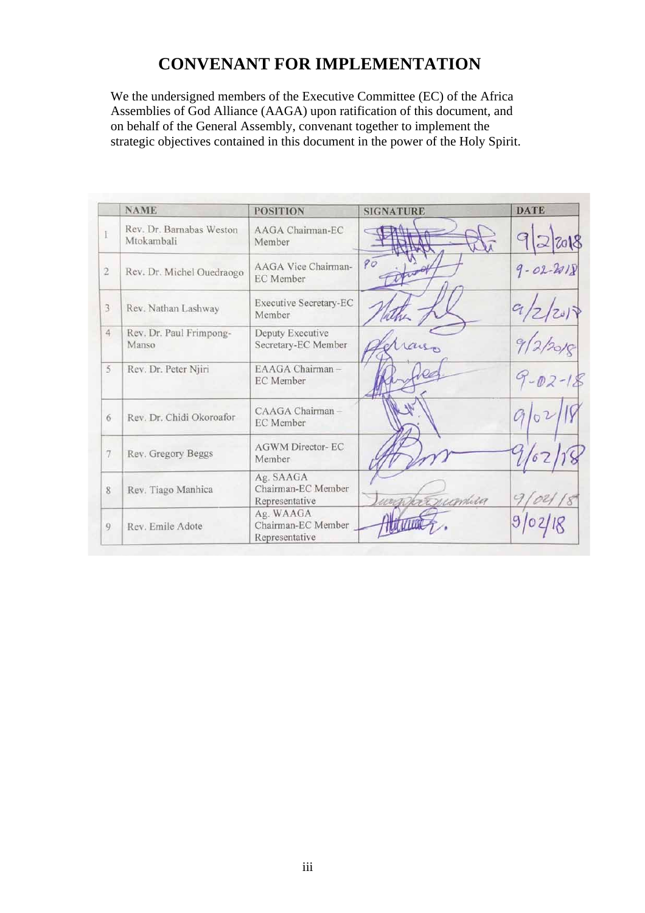# CONVENANT FOR IMPLEMENTATION

We the undersigned members of the Executive Committee (EC) of the Africa Assemblies of God Alliance (AAGA) upon ratification of this document, and on behalf of the General Assembly, convenant together to implement the strategic objectives contained in this document in the power of the Holy Spirit.

| | NAME | POSITION | SIGNATURE | DATE |
|---|---|---|---|---|
| 1 | Rev. Dr. Barnabas Weston Mtokambali | AAGA Chairman-EC Member | | 9/2/2018 |
| 2 | Rev. Dr. Michel Ouedraogo | AAGA Vice Chairman-EC Member | | 9-02-2018 |
| 3 | Rev. Nathan Lashway | Executive Secretary-EC Member | | 9/2/2017 |
| 4 | Rev. Dr. Paul Frimpong-Manso | Deputy Executive Secretary-EC Member | | 9/2/2018 |
| 5 | Rev. Dr. Peter Njiri | EAAGA Chairman – EC Member | | 9-02-18 |
| 6 | Rev. Dr. Chidi Okoroafor | CAAGA Chairman – EC Member | | 9/02/18 |
| 7 | Rev. Gregory Beggs | AGWM Director- EC Member | | 9/02/18 |
| 8 | Rev. Tiago Manhica | Ag. SAAGA Chairman-EC Member Representative | | 9/02/18 |
| 9 | Rev. Emile Adote | Ag. WAAGA Chairman-EC Member Representative | | 9/02/18 |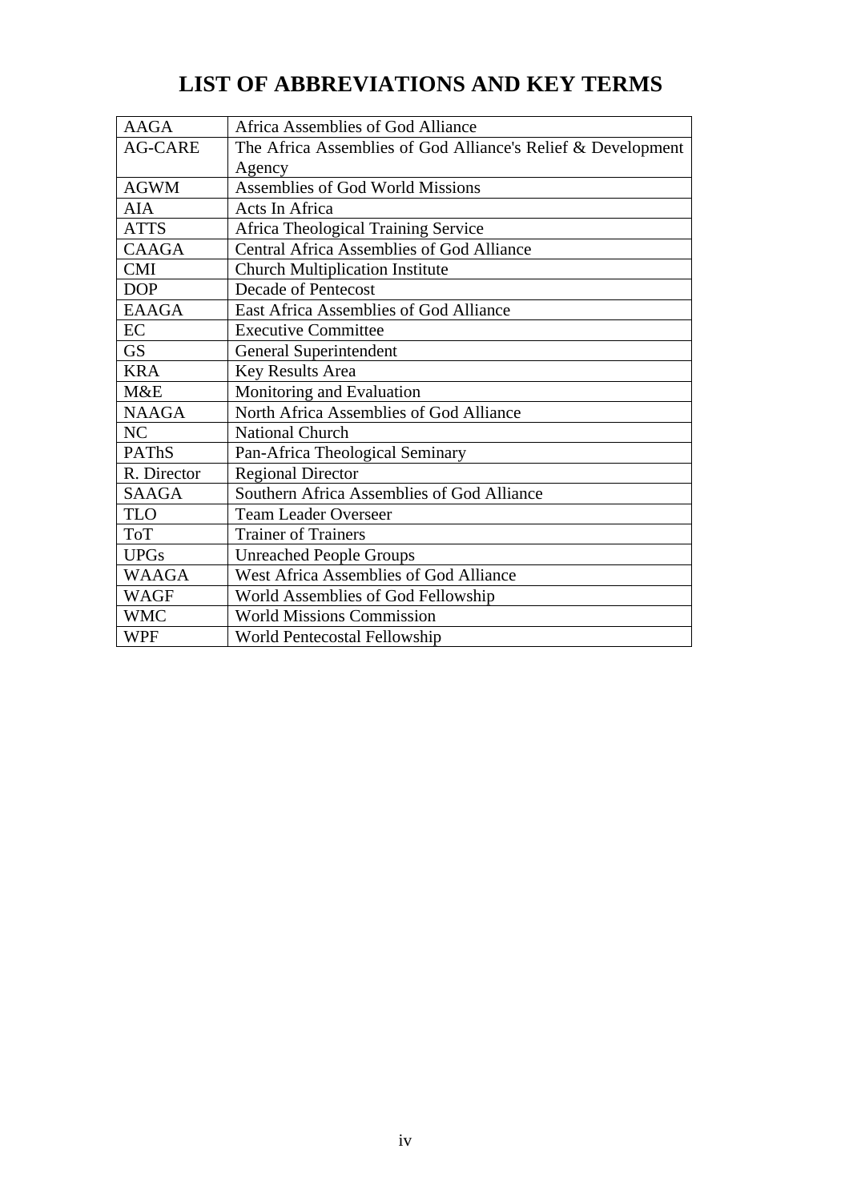# LIST OF ABBREVIATIONS AND KEY TERMS

| | |
|---|---|
| AAGA | Africa Assemblies of God Alliance |
| AG-CARE | The Africa Assemblies of God Alliance's Relief & Development Agency |
| AGWM | Assemblies of God World Missions |
| AIA | Acts In Africa |
| ATTS | Africa Theological Training Service |
| CAAGA | Central Africa Assemblies of God Alliance |
| CMI | Church Multiplication Institute |
| DOP | Decade of Pentecost |
| EAAGA | East Africa Assemblies of God Alliance |
| EC | Executive Committee |
| GS | General Superintendent |
| KRA | Key Results Area |
| M&E | Monitoring and Evaluation |
| NAAGA | North Africa Assemblies of God Alliance |
| NC | National Church |
| PAThS | Pan-Africa Theological Seminary |
| R. Director | Regional Director |
| SAAGA | Southern Africa Assemblies of God Alliance |
| TLO | Team Leader Overseer |
| ToT | Trainer of Trainers |
| UPGs | Unreached People Groups |
| WAAGA | West Africa Assemblies of God Alliance |
| WAGF | World Assemblies of God Fellowship |
| WMC | World Missions Commission |
| WPF | World Pentecostal Fellowship |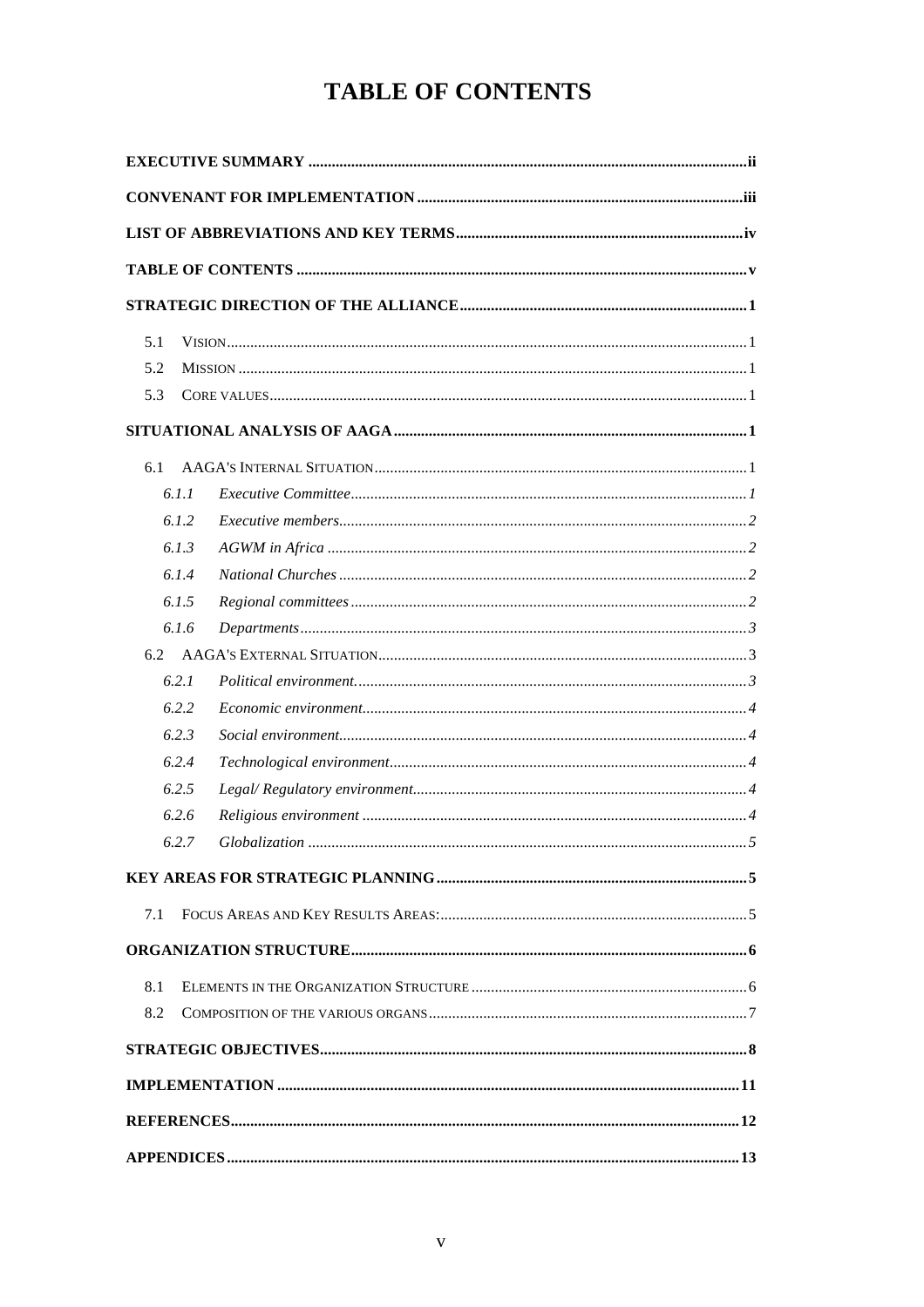# TABLE OF CONTENTS

**EXECUTIVE SUMMARY** ..... ii

**CONVENANT FOR IMPLEMENTATION** ..... iii

**LIST OF ABBREVIATIONS AND KEY TERMS** ..... iv

**TABLE OF CONTENTS** ..... v

**STRATEGIC DIRECTION OF THE ALLIANCE** ..... 1

- 5.1 VISION ..... 1
- 5.2 MISSION ..... 1
- 5.3 CORE VALUES ..... 1

**SITUATIONAL ANALYSIS OF AAGA** ..... 1

- 6.1 AAGA'S INTERNAL SITUATION ..... 1
  - 6.1.1 *Executive Committee* ..... 1
  - 6.1.2 *Executive members* ..... 2
  - 6.1.3 *AGWM in Africa* ..... 2
  - 6.1.4 *National Churches* ..... 2
  - 6.1.5 *Regional committees* ..... 2
  - 6.1.6 *Departments* ..... 3
- 6.2 AAGA'S EXTERNAL SITUATION ..... 3
  - 6.2.1 *Political environment.* ..... 3
  - 6.2.2 *Economic environment* ..... 4
  - 6.2.3 *Social environment* ..... 4
  - 6.2.4 *Technological environment* ..... 4
  - 6.2.5 *Legal/ Regulatory environment* ..... 4
  - 6.2.6 *Religious environment* ..... 4
  - 6.2.7 *Globalization* ..... 5

**KEY AREAS FOR STRATEGIC PLANNING** ..... 5

- 7.1 FOCUS AREAS AND KEY RESULTS AREAS: ..... 5

**ORGANIZATION STRUCTURE** ..... 6

- 8.1 ELEMENTS IN THE ORGANIZATION STRUCTURE ..... 6
- 8.2 COMPOSITION OF THE VARIOUS ORGANS ..... 7

**STRATEGIC OBJECTIVES** ..... 8

**IMPLEMENTATION** ..... 11

**REFERENCES** ..... 12

**APPENDICES** ..... 13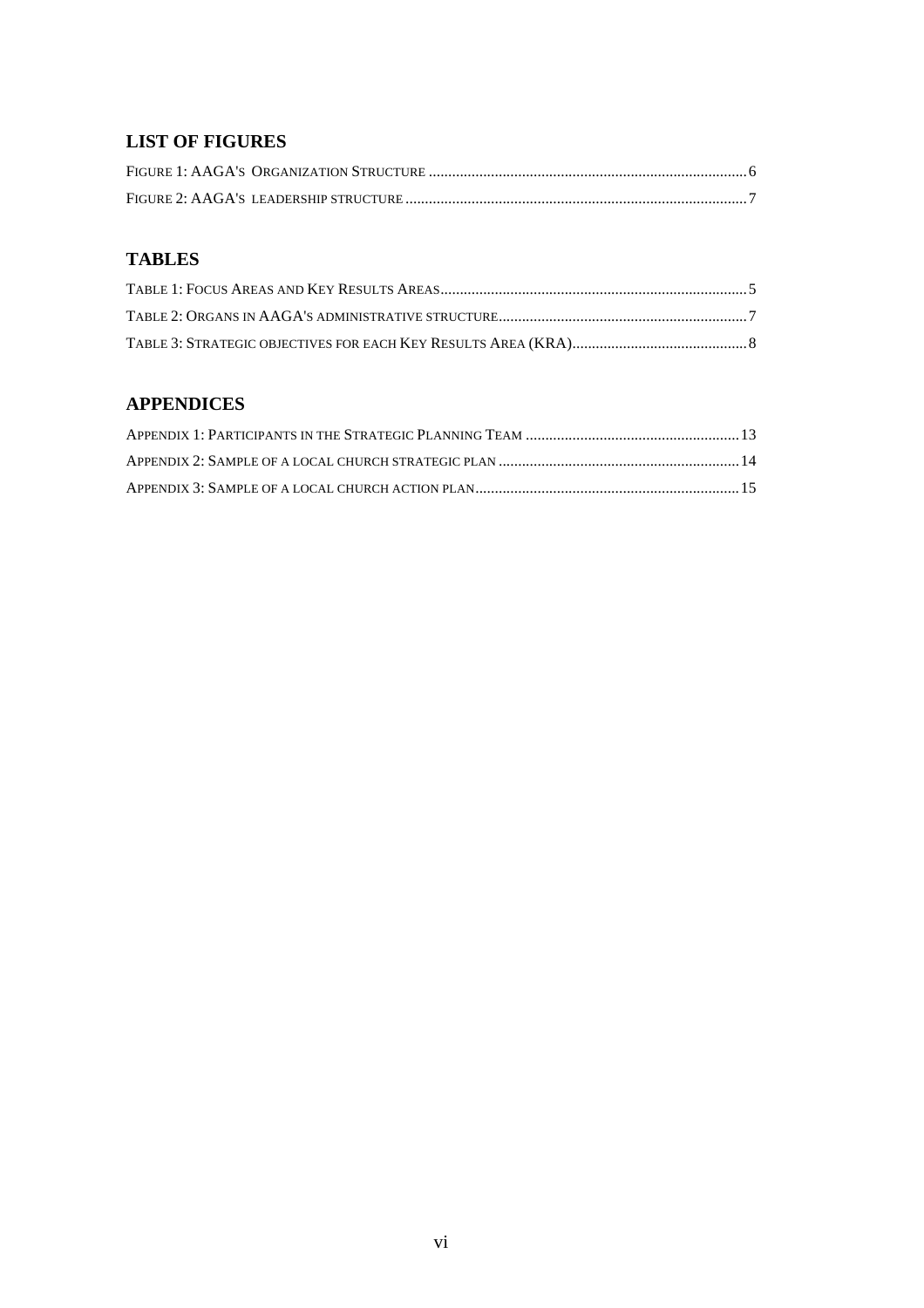## LIST OF FIGURES

FIGURE 1: AAGA'S ORGANIZATION STRUCTURE ........ 6
FIGURE 2: AAGA'S LEADERSHIP STRUCTURE ........ 7

## TABLES

TABLE 1: FOCUS AREAS AND KEY RESULTS AREAS ........ 5
TABLE 2: ORGANS IN AAGA'S ADMINISTRATIVE STRUCTURE ........ 7
TABLE 3: STRATEGIC OBJECTIVES FOR EACH KEY RESULTS AREA (KRA) ........ 8

## APPENDICES

APPENDIX 1: PARTICIPANTS IN THE STRATEGIC PLANNING TEAM ........ 13
APPENDIX 2: SAMPLE OF A LOCAL CHURCH STRATEGIC PLAN ........ 14
APPENDIX 3: SAMPLE OF A LOCAL CHURCH ACTION PLAN ........ 15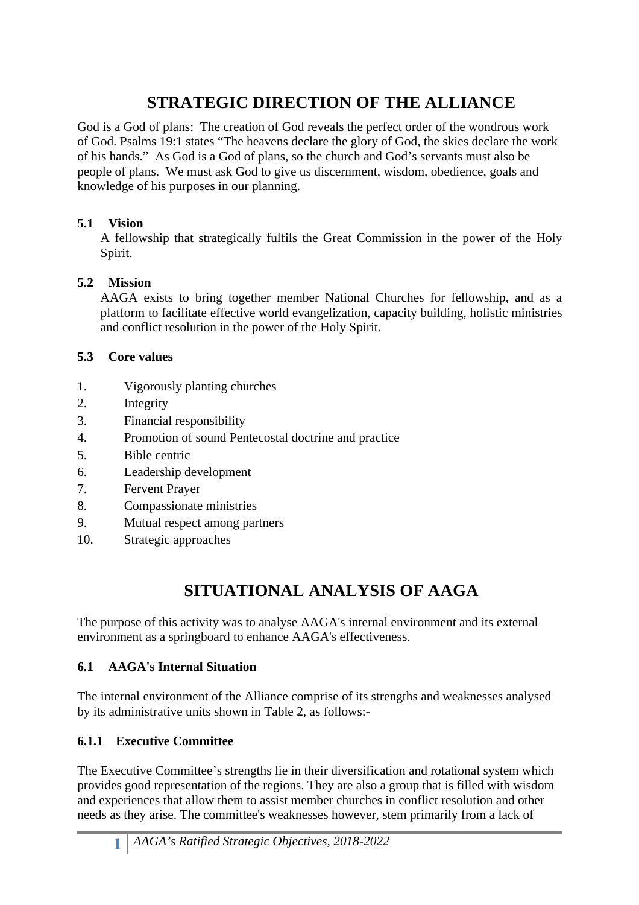# STRATEGIC DIRECTION OF THE ALLIANCE

God is a God of plans: The creation of God reveals the perfect order of the wondrous work of God. Psalms 19:1 states "The heavens declare the glory of God, the skies declare the work of his hands." As God is a God of plans, so the church and God's servants must also be people of plans. We must ask God to give us discernment, wisdom, obedience, goals and knowledge of his purposes in our planning.

### 5.1 Vision

A fellowship that strategically fulfils the Great Commission in the power of the Holy Spirit.

### 5.2 Mission

AAGA exists to bring together member National Churches for fellowship, and as a platform to facilitate effective world evangelization, capacity building, holistic ministries and conflict resolution in the power of the Holy Spirit.

### 5.3 Core values

1. Vigorously planting churches
2. Integrity
3. Financial responsibility
4. Promotion of sound Pentecostal doctrine and practice
5. Bible centric
6. Leadership development
7. Fervent Prayer
8. Compassionate ministries
9. Mutual respect among partners
10. Strategic approaches

# SITUATIONAL ANALYSIS OF AAGA

The purpose of this activity was to analyse AAGA's internal environment and its external environment as a springboard to enhance AAGA's effectiveness.

### 6.1 AAGA's Internal Situation

The internal environment of the Alliance comprise of its strengths and weaknesses analysed by its administrative units shown in Table 2, as follows:-

#### 6.1.1 Executive Committee

The Executive Committee's strengths lie in their diversification and rotational system which provides good representation of the regions. They are also a group that is filled with wisdom and experiences that allow them to assist member churches in conflict resolution and other needs as they arise. The committee's weaknesses however, stem primarily from a lack of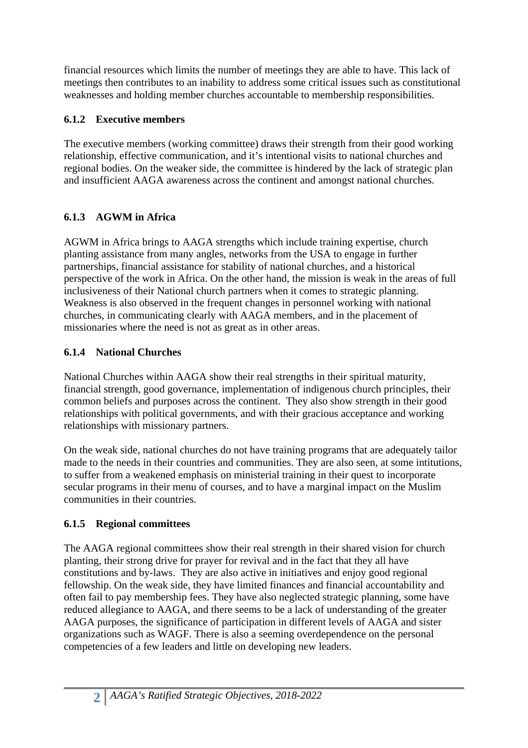financial resources which limits the number of meetings they are able to have. This lack of meetings then contributes to an inability to address some critical issues such as constitutional weaknesses and holding member churches accountable to membership responsibilities.

### 6.1.2 Executive members

The executive members (working committee) draws their strength from their good working relationship, effective communication, and it's intentional visits to national churches and regional bodies. On the weaker side, the committee is hindered by the lack of strategic plan and insufficient AAGA awareness across the continent and amongst national churches.

### 6.1.3 AGWM in Africa

AGWM in Africa brings to AAGA strengths which include training expertise, church planting assistance from many angles, networks from the USA to engage in further partnerships, financial assistance for stability of national churches, and a historical perspective of the work in Africa. On the other hand, the mission is weak in the areas of full inclusiveness of their National church partners when it comes to strategic planning. Weakness is also observed in the frequent changes in personnel working with national churches, in communicating clearly with AAGA members, and in the placement of missionaries where the need is not as great as in other areas.

### 6.1.4 National Churches

National Churches within AAGA show their real strengths in their spiritual maturity, financial strength, good governance, implementation of indigenous church principles, their common beliefs and purposes across the continent. They also show strength in their good relationships with political governments, and with their gracious acceptance and working relationships with missionary partners.

On the weak side, national churches do not have training programs that are adequately tailor made to the needs in their countries and communities. They are also seen, at some intitutions, to suffer from a weakened emphasis on ministerial training in their quest to incorporate secular programs in their menu of courses, and to have a marginal impact on the Muslim communities in their countries.

### 6.1.5 Regional committees

The AAGA regional committees show their real strength in their shared vision for church planting, their strong drive for prayer for revival and in the fact that they all have constitutions and by-laws. They are also active in initiatives and enjoy good regional fellowship. On the weak side, they have limited finances and financial accountability and often fail to pay membership fees. They have also neglected strategic planning, some have reduced allegiance to AAGA, and there seems to be a lack of understanding of the greater AAGA purposes, the significance of participation in different levels of AAGA and sister organizations such as WAGF. There is also a seeming overdependence on the personal competencies of a few leaders and little on developing new leaders.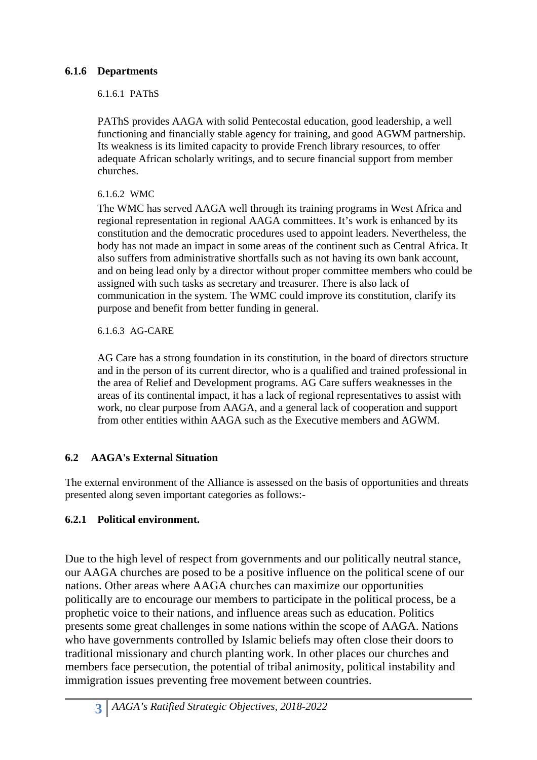### 6.1.6 Departments

#### 6.1.6.1 PAThS

PAThS provides AAGA with solid Pentecostal education, good leadership, a well functioning and financially stable agency for training, and good AGWM partnership. Its weakness is its limited capacity to provide French library resources, to offer adequate African scholarly writings, and to secure financial support from member churches.

#### 6.1.6.2 WMC

The WMC has served AAGA well through its training programs in West Africa and regional representation in regional AAGA committees. It's work is enhanced by its constitution and the democratic procedures used to appoint leaders. Nevertheless, the body has not made an impact in some areas of the continent such as Central Africa. It also suffers from administrative shortfalls such as not having its own bank account, and on being lead only by a director without proper committee members who could be assigned with such tasks as secretary and treasurer. There is also lack of communication in the system. The WMC could improve its constitution, clarify its purpose and benefit from better funding in general.

#### 6.1.6.3 AG-CARE

AG Care has a strong foundation in its constitution, in the board of directors structure and in the person of its current director, who is a qualified and trained professional in the area of Relief and Development programs. AG Care suffers weaknesses in the areas of its continental impact, it has a lack of regional representatives to assist with work, no clear purpose from AAGA, and a general lack of cooperation and support from other entities within AAGA such as the Executive members and AGWM.

## 6.2 AAGA's External Situation

The external environment of the Alliance is assessed on the basis of opportunities and threats presented along seven important categories as follows:-

### 6.2.1 Political environment.

Due to the high level of respect from governments and our politically neutral stance, our AAGA churches are posed to be a positive influence on the political scene of our nations. Other areas where AAGA churches can maximize our opportunities politically are to encourage our members to participate in the political process, be a prophetic voice to their nations, and influence areas such as education. Politics presents some great challenges in some nations within the scope of AAGA. Nations who have governments controlled by Islamic beliefs may often close their doors to traditional missionary and church planting work. In other places our churches and members face persecution, the potential of tribal animosity, political instability and immigration issues preventing free movement between countries.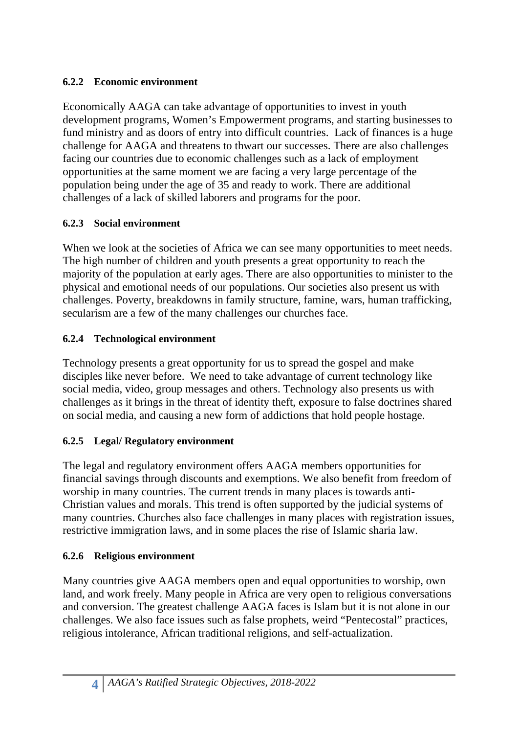#### 6.2.2 Economic environment

Economically AAGA can take advantage of opportunities to invest in youth development programs, Women's Empowerment programs, and starting businesses to fund ministry and as doors of entry into difficult countries.  Lack of finances is a huge challenge for AAGA and threatens to thwart our successes. There are also challenges facing our countries due to economic challenges such as a lack of employment opportunities at the same moment we are facing a very large percentage of the population being under the age of 35 and ready to work. There are additional challenges of a lack of skilled laborers and programs for the poor.

#### 6.2.3 Social environment

When we look at the societies of Africa we can see many opportunities to meet needs. The high number of children and youth presents a great opportunity to reach the majority of the population at early ages. There are also opportunities to minister to the physical and emotional needs of our populations. Our societies also present us with challenges. Poverty, breakdowns in family structure, famine, wars, human trafficking, secularism are a few of the many challenges our churches face.

#### 6.2.4 Technological environment

Technology presents a great opportunity for us to spread the gospel and make disciples like never before.  We need to take advantage of current technology like social media, video, group messages and others. Technology also presents us with challenges as it brings in the threat of identity theft, exposure to false doctrines shared on social media, and causing a new form of addictions that hold people hostage.

#### 6.2.5 Legal/ Regulatory environment

The legal and regulatory environment offers AAGA members opportunities for financial savings through discounts and exemptions. We also benefit from freedom of worship in many countries. The current trends in many places is towards anti-Christian values and morals. This trend is often supported by the judicial systems of many countries. Churches also face challenges in many places with registration issues, restrictive immigration laws, and in some places the rise of Islamic sharia law.

#### 6.2.6 Religious environment

Many countries give AAGA members open and equal opportunities to worship, own land, and work freely. Many people in Africa are very open to religious conversations and conversion. The greatest challenge AAGA faces is Islam but it is not alone in our challenges. We also face issues such as false prophets, weird "Pentecostal" practices, religious intolerance, African traditional religions, and self-actualization.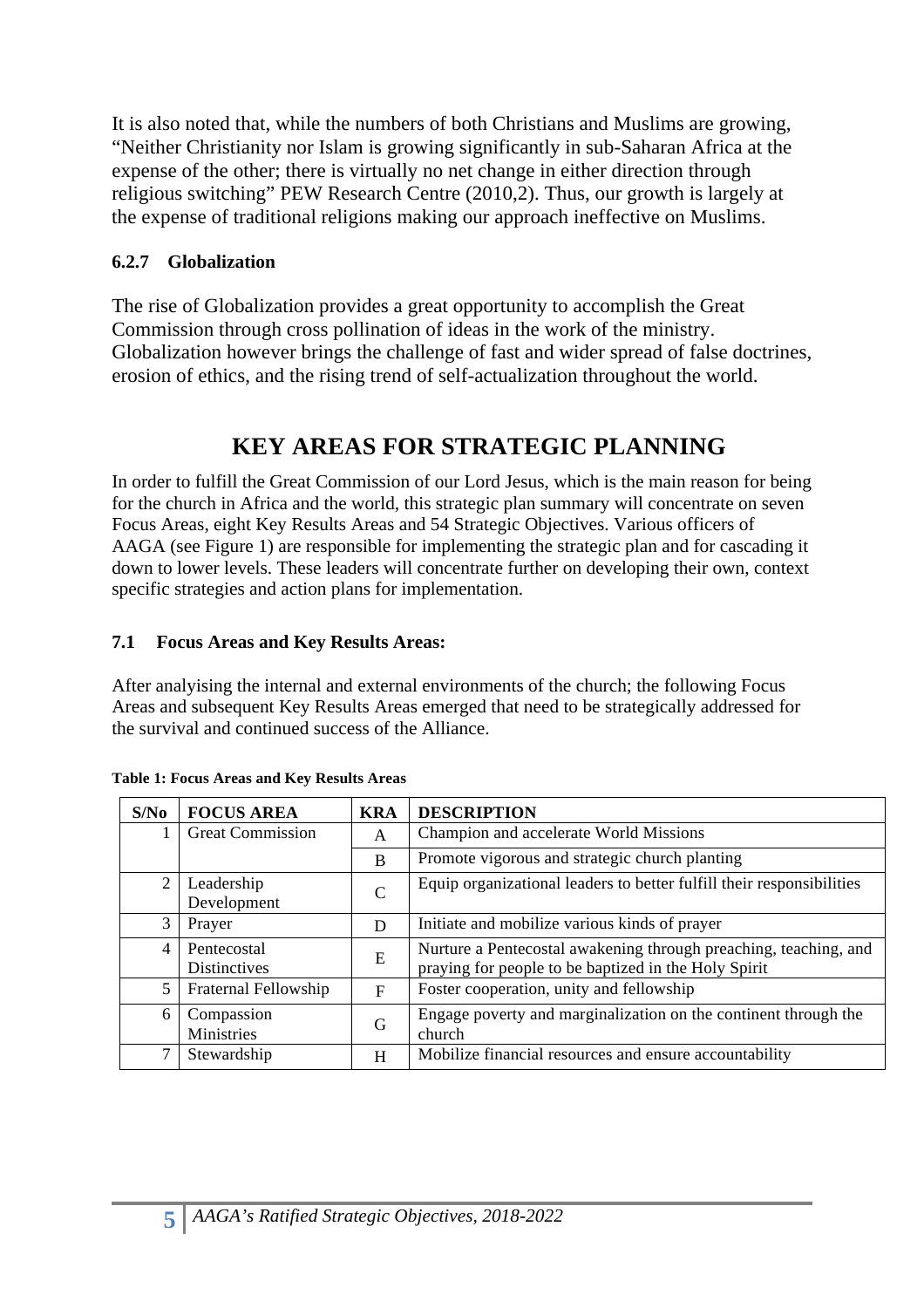It is also noted that, while the numbers of both Christians and Muslims are growing, "Neither Christianity nor Islam is growing significantly in sub-Saharan Africa at the expense of the other; there is virtually no net change in either direction through religious switching" PEW Research Centre (2010,2). Thus, our growth is largely at the expense of traditional religions making our approach ineffective on Muslims.

#### 6.2.7 Globalization

The rise of Globalization provides a great opportunity to accomplish the Great Commission through cross pollination of ideas in the work of the ministry. Globalization however brings the challenge of fast and wider spread of false doctrines, erosion of ethics, and the rising trend of self-actualization throughout the world.

# KEY AREAS FOR STRATEGIC PLANNING

In order to fulfill the Great Commission of our Lord Jesus, which is the main reason for being for the church in Africa and the world, this strategic plan summary will concentrate on seven Focus Areas, eight Key Results Areas and 54 Strategic Objectives. Various officers of AAGA (see Figure 1) are responsible for implementing the strategic plan and for cascading it down to lower levels. These leaders will concentrate further on developing their own, context specific strategies and action plans for implementation.

## 7.1 Focus Areas and Key Results Areas:

After analyising the internal and external environments of the church; the following Focus Areas and subsequent Key Results Areas emerged that need to be strategically addressed for the survival and continued success of the Alliance.

**Table 1: Focus Areas and Key Results Areas**

| S/No | FOCUS AREA | KRA | DESCRIPTION |
|---|---|---|---|
| 1 | Great Commission | A | Champion and accelerate World Missions |
| | | B | Promote vigorous and strategic church planting |
| 2 | Leadership Development | C | Equip organizational leaders to better fulfill their responsibilities |
| 3 | Prayer | D | Initiate and mobilize various kinds of prayer |
| 4 | Pentecostal Distinctives | E | Nurture a Pentecostal awakening through preaching, teaching, and praying for people to be baptized in the Holy Spirit |
| 5 | Fraternal Fellowship | F | Foster cooperation, unity and fellowship |
| 6 | Compassion Ministries | G | Engage poverty and marginalization on the continent through the church |
| 7 | Stewardship | H | Mobilize financial resources and ensure accountability |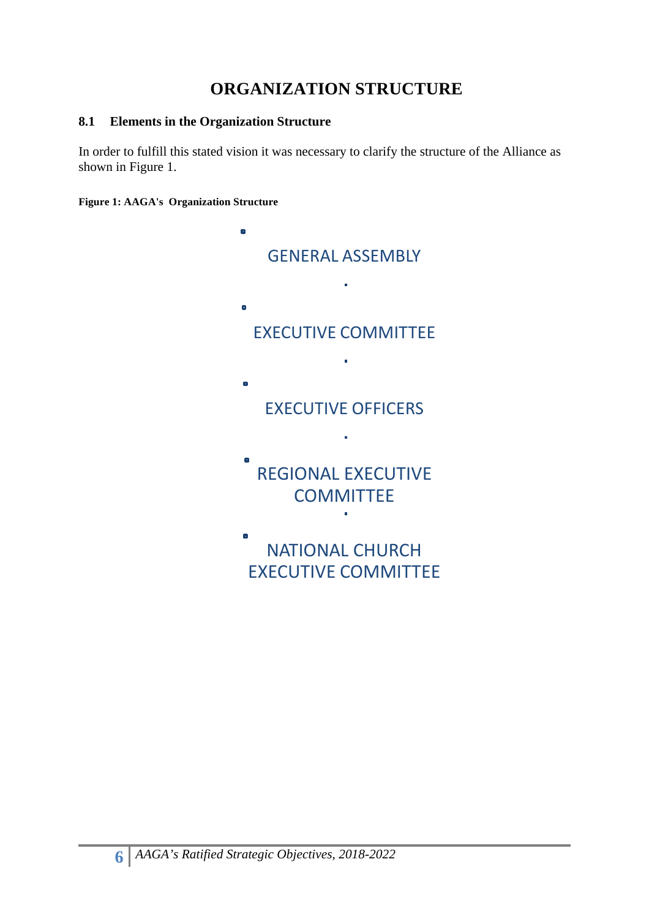# ORGANIZATION STRUCTURE

## 8.1 Elements in the Organization Structure

In order to fulfill this stated vision it was necessary to clarify the structure of the Alliance as shown in Figure 1.

**Figure 1: AAGA's Organization Structure**

GENERAL ASSEMBLY

EXECUTIVE COMMITTEE

EXECUTIVE OFFICERS

REGIONAL EXECUTIVE COMMITTEE

NATIONAL CHURCH EXECUTIVE COMMITTEE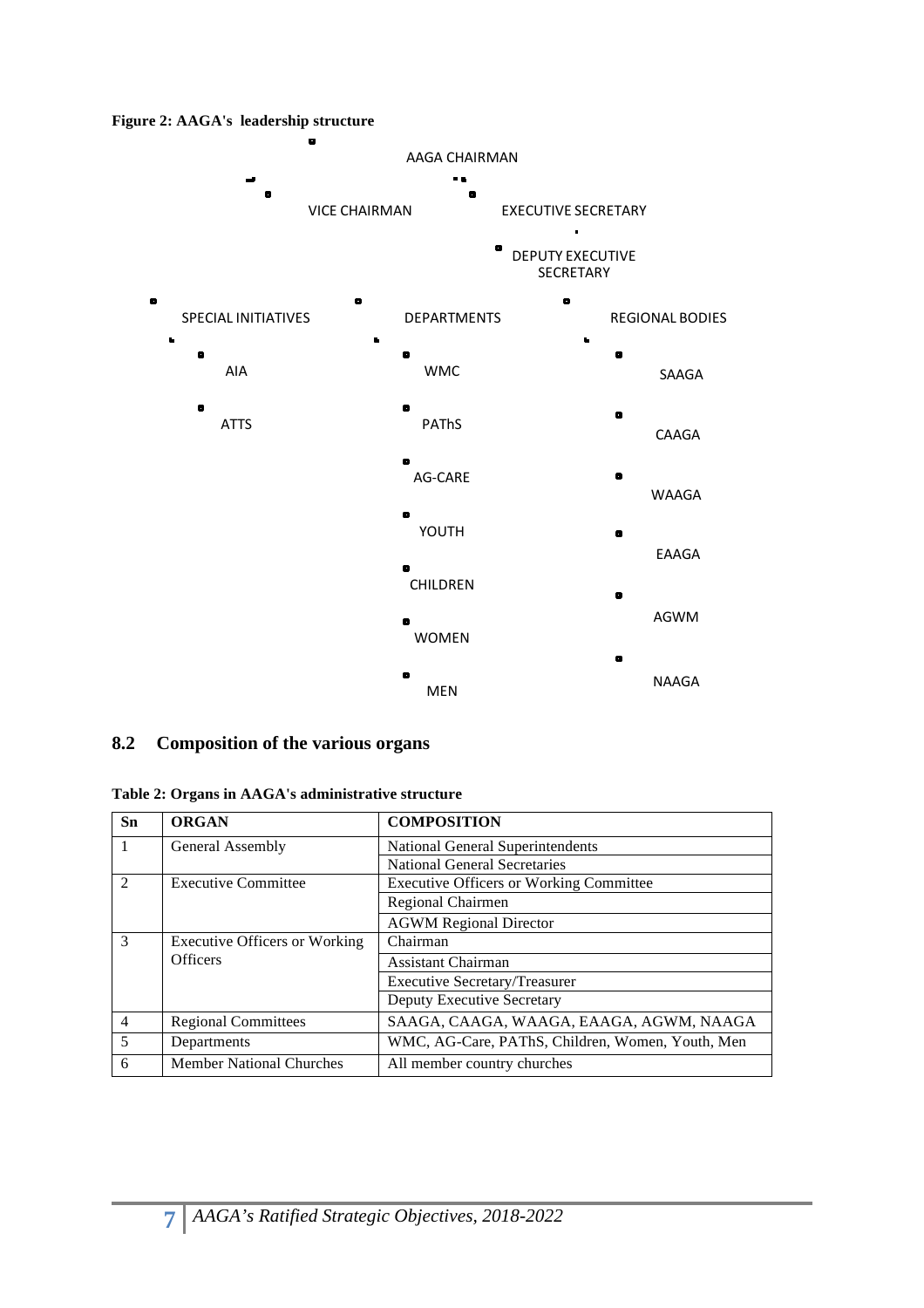**Figure 2: AAGA's leadership structure**

AAGA CHAIRMAN

VICE CHAIRMAN

EXECUTIVE SECRETARY

DEPUTY EXECUTIVE SECRETARY

SPECIAL INITIATIVES

- AIA
- ATTS

DEPARTMENTS

- WMC
- PAThS
- AG-CARE
- YOUTH
- CHILDREN
- WOMEN
- MEN

REGIONAL BODIES

- SAAGA
- CAAGA
- WAAGA
- EAAGA
- AGWM
- NAAGA

## 8.2 Composition of the various organs

**Table 2: Organs in AAGA's administrative structure**

| Sn | ORGAN | COMPOSITION |
|---|---|---|
| 1 | General Assembly | National General Superintendents |
| | | National General Secretaries |
| 2 | Executive Committee | Executive Officers or Working Committee |
| | | Regional Chairmen |
| | | AGWM Regional Director |
| 3 | Executive Officers or Working Officers | Chairman |
| | | Assistant Chairman |
| | | Executive Secretary/Treasurer |
| | | Deputy Executive Secretary |
| 4 | Regional Committees | SAAGA, CAAGA, WAAGA, EAAGA, AGWM, NAAGA |
| 5 | Departments | WMC, AG-Care, PAThS, Children, Women, Youth, Men |
| 6 | Member National Churches | All member country churches |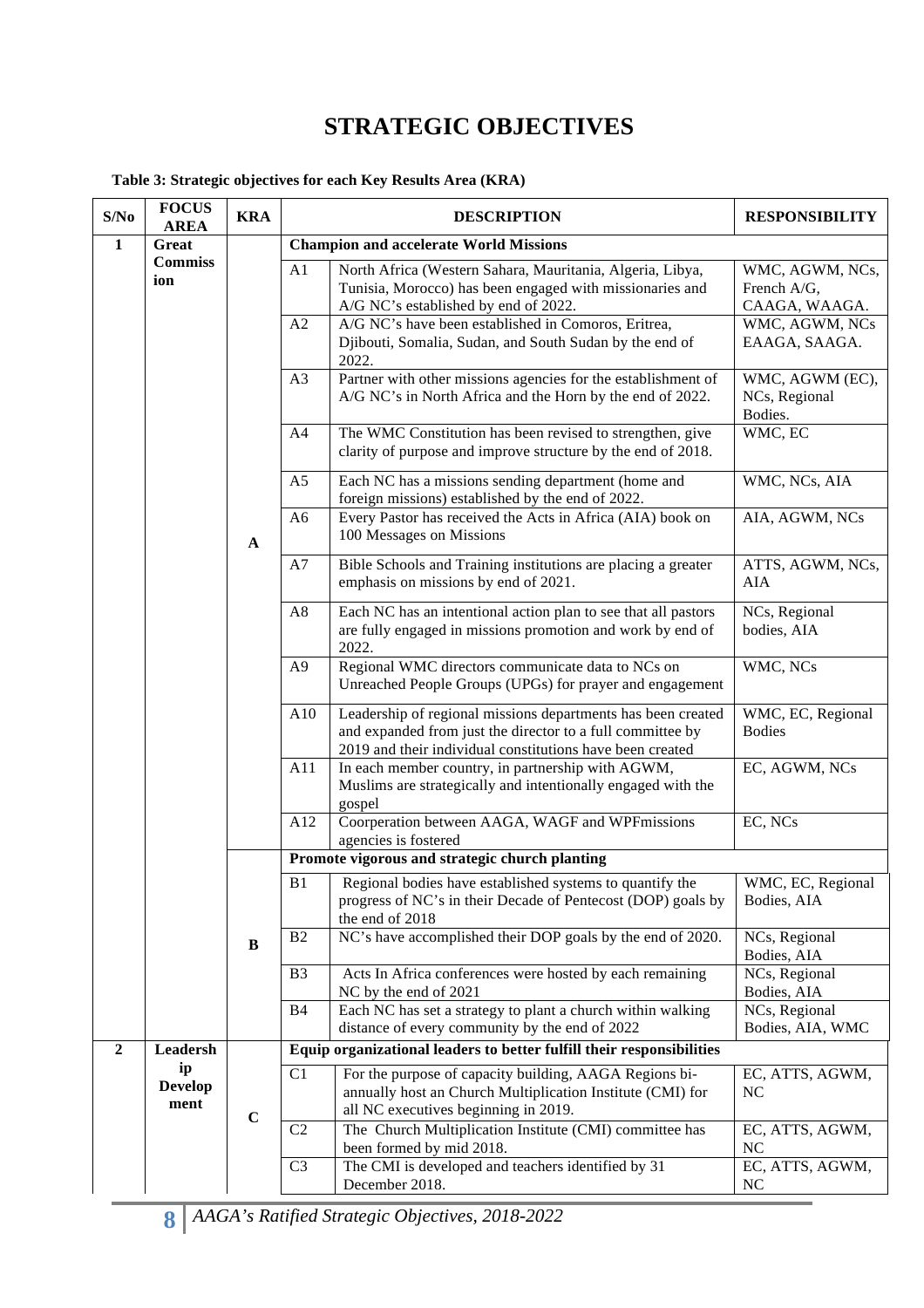# STRATEGIC OBJECTIVES

**Table 3: Strategic objectives for each Key Results Area (KRA)**

| S/No | FOCUS AREA | KRA | | DESCRIPTION | RESPONSIBILITY |
|---|---|---|---|---|---|
| 1 | Great Commission | A | | **Champion and accelerate World Missions** | |
| | | | A1 | North Africa (Western Sahara, Mauritania, Algeria, Libya, Tunisia, Morocco) has been engaged with missionaries and A/G NC's established by end of 2022. | WMC, AGWM, NCs, French A/G, CAAGA, WAAGA. |
| | | | A2 | A/G NC's have been established in Comoros, Eritrea, Djibouti, Somalia, Sudan, and South Sudan by the end of 2022. | WMC, AGWM, NCs EAAGA, SAAGA. |
| | | | A3 | Partner with other missions agencies for the establishment of A/G NC's in North Africa and the Horn by the end of 2022. | WMC, AGWM (EC), NCs, Regional Bodies. |
| | | | A4 | The WMC Constitution has been revised to strengthen, give clarity of purpose and improve structure by the end of 2018. | WMC, EC |
| | | | A5 | Each NC has a missions sending department (home and foreign missions) established by the end of 2022. | WMC, NCs, AIA |
| | | | A6 | Every Pastor has received the Acts in Africa (AIA) book on 100 Messages on Missions | AIA, AGWM, NCs |
| | | | A7 | Bible Schools and Training institutions are placing a greater emphasis on missions by end of 2021. | ATTS, AGWM, NCs, AIA |
| | | | A8 | Each NC has an intentional action plan to see that all pastors are fully engaged in missions promotion and work by end of 2022. | NCs, Regional bodies, AIA |
| | | | A9 | Regional WMC directors communicate data to NCs on Unreached People Groups (UPGs) for prayer and engagement | WMC, NCs |
| | | | A10 | Leadership of regional missions departments has been created and expanded from just the director to a full committee by 2019 and their individual constitutions have been created | WMC, EC, Regional Bodies |
| | | | A11 | In each member country, in partnership with AGWM, Muslims are strategically and intentionally engaged with the gospel | EC, AGWM, NCs |
| | | | A12 | Coorperation between AAGA, WAGF and WPFmissions agencies is fostered | EC, NCs |
| | | B | | **Promote vigorous and strategic church planting** | |
| | | | B1 | Regional bodies have established systems to quantify the progress of NC's in their Decade of Pentecost (DOP) goals by the end of 2018 | WMC, EC, Regional Bodies, AIA |
| | | | B2 | NC's have accomplished their DOP goals by the end of 2020. | NCs, Regional Bodies, AIA |
| | | | B3 | Acts In Africa conferences were hosted by each remaining NC by the end of 2021 | NCs, Regional Bodies, AIA |
| | | | B4 | Each NC has set a strategy to plant a church within walking distance of every community by the end of 2022 | NCs, Regional Bodies, AIA, WMC |
| 2 | Leadership Development | C | | **Equip organizational leaders to better fulfill their responsibilities** | |
| | | | C1 | For the purpose of capacity building, AAGA Regions bi-annually host an Church Multiplication Institute (CMI) for all NC executives beginning in 2019. | EC, ATTS, AGWM, NC |
| | | | C2 | The Church Multiplication Institute (CMI) committee has been formed by mid 2018. | EC, ATTS, AGWM, NC |
| | | | C3 | The CMI is developed and teachers identified by 31 December 2018. | EC, ATTS, AGWM, NC |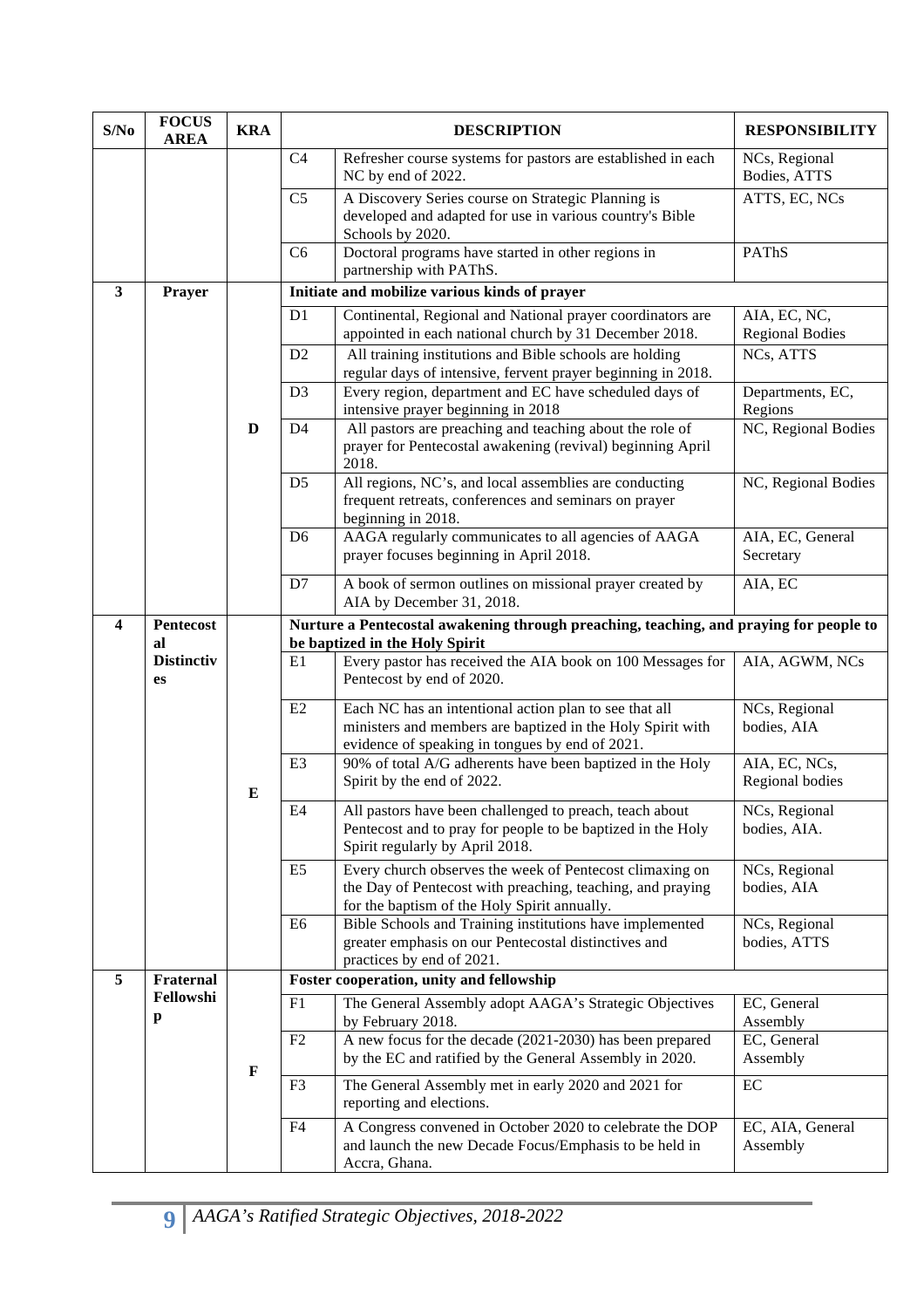| S/No | FOCUS AREA | KRA | DESCRIPTION | | RESPONSIBILITY |
|---|---|---|---|---|---|
| | | | C4 | Refresher course systems for pastors are established in each NC by end of 2022. | NCs, Regional Bodies, ATTS |
| | | | C5 | A Discovery Series course on Strategic Planning is developed and adapted for use in various country's Bible Schools by 2020. | ATTS, EC, NCs |
| | | | C6 | Doctoral programs have started in other regions in partnership with PAThS. | PAThS |
| 3 | Prayer | D | Initiate and mobilize various kinds of prayer | | |
| | | | D1 | Continental, Regional and National prayer coordinators are appointed in each national church by 31 December 2018. | AIA, EC, NC, Regional Bodies |
| | | | D2 | All training institutions and Bible schools are holding regular days of intensive, fervent prayer beginning in 2018. | NCs, ATTS |
| | | | D3 | Every region, department and EC have scheduled days of intensive prayer beginning in 2018 | Departments, EC, Regions |
| | | | D4 | All pastors are preaching and teaching about the role of prayer for Pentecostal awakening (revival) beginning April 2018. | NC, Regional Bodies |
| | | | D5 | All regions, NC's, and local assemblies are conducting frequent retreats, conferences and seminars on prayer beginning in 2018. | NC, Regional Bodies |
| | | | D6 | AAGA regularly communicates to all agencies of AAGA prayer focuses beginning in April 2018. | AIA, EC, General Secretary |
| | | | D7 | A book of sermon outlines on missional prayer created by AIA by December 31, 2018. | AIA, EC |
| 4 | Pentecostal Distinctives | E | Nurture a Pentecostal awakening through preaching, teaching, and praying for people to be baptized in the Holy Spirit | | |
| | | | E1 | Every pastor has received the AIA book on 100 Messages for Pentecost by end of 2020. | AIA, AGWM, NCs |
| | | | E2 | Each NC has an intentional action plan to see that all ministers and members are baptized in the Holy Spirit with evidence of speaking in tongues by end of 2021. | NCs, Regional bodies, AIA |
| | | | E3 | 90% of total A/G adherents have been baptized in the Holy Spirit by the end of 2022. | AIA, EC, NCs, Regional bodies |
| | | | E4 | All pastors have been challenged to preach, teach about Pentecost and to pray for people to be baptized in the Holy Spirit regularly by April 2018. | NCs, Regional bodies, AIA. |
| | | | E5 | Every church observes the week of Pentecost climaxing on the Day of Pentecost with preaching, teaching, and praying for the baptism of the Holy Spirit annually. | NCs, Regional bodies, AIA |
| | | | E6 | Bible Schools and Training institutions have implemented greater emphasis on our Pentecostal distinctives and practices by end of 2021. | NCs, Regional bodies, ATTS |
| 5 | Fraternal Fellowship | F | Foster cooperation, unity and fellowship | | |
| | | | F1 | The General Assembly adopt AAGA's Strategic Objectives by February 2018. | EC, General Assembly |
| | | | F2 | A new focus for the decade (2021-2030) has been prepared by the EC and ratified by the General Assembly in 2020. | EC, General Assembly |
| | | | F3 | The General Assembly met in early 2020 and 2021 for reporting and elections. | EC |
| | | | F4 | A Congress convened in October 2020 to celebrate the DOP and launch the new Decade Focus/Emphasis to be held in Accra, Ghana. | EC, AIA, General Assembly |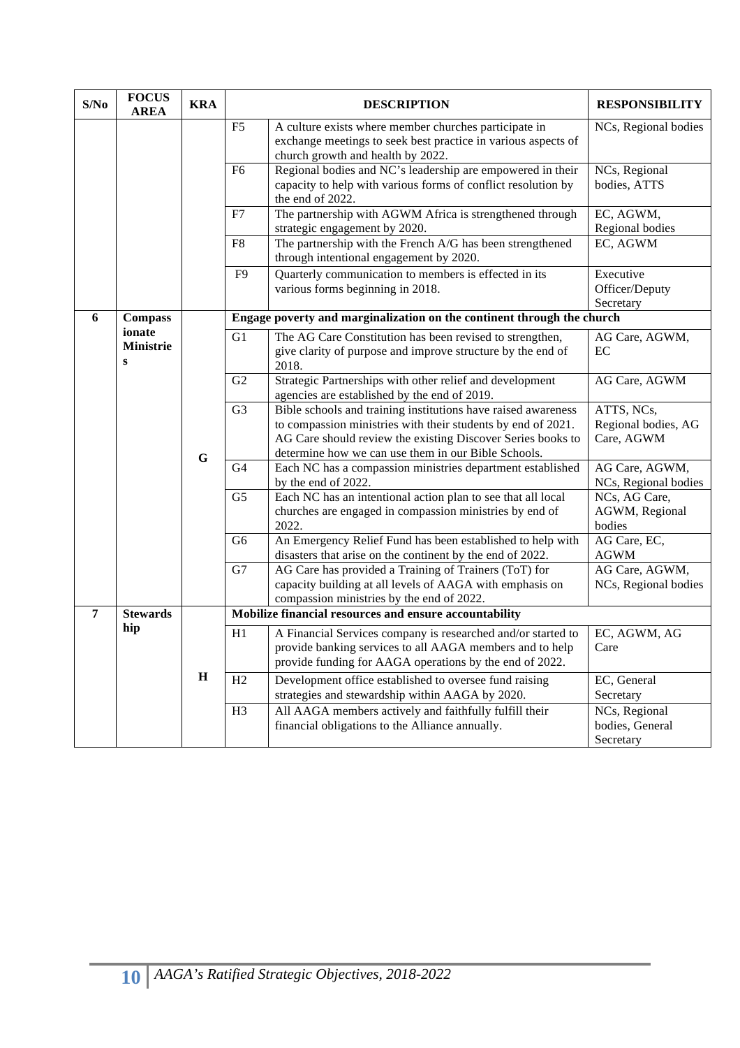| S/No | FOCUS AREA | KRA | DESCRIPTION | | RESPONSIBILITY |
|---|---|---|---|---|---|
| | | | F5 | A culture exists where member churches participate in exchange meetings to seek best practice in various aspects of church growth and health by 2022. | NCs, Regional bodies |
| | | | F6 | Regional bodies and NC's leadership are empowered in their capacity to help with various forms of conflict resolution by the end of 2022. | NCs, Regional bodies, ATTS |
| | | | F7 | The partnership with AGWM Africa is strengthened through strategic engagement by 2020. | EC, AGWM, Regional bodies |
| | | | F8 | The partnership with the French A/G has been strengthened through intentional engagement by 2020. | EC, AGWM |
| | | | F9 | Quarterly communication to members is effected in its various forms beginning in 2018. | Executive Officer/Deputy Secretary |
| 6 | **Compassionate Ministries** | **G** | **Engage poverty and marginalization on the continent through the church** | | |
| | | | G1 | The AG Care Constitution has been revised to strengthen, give clarity of purpose and improve structure by the end of 2018. | AG Care, AGWM, EC |
| | | | G2 | Strategic Partnerships with other relief and development agencies are established by the end of 2019. | AG Care, AGWM |
| | | | G3 | Bible schools and training institutions have raised awareness to compassion ministries with their students by end of 2021. AG Care should review the existing Discover Series books to determine how we can use them in our Bible Schools. | ATTS, NCs, Regional bodies, AG Care, AGWM |
| | | | G4 | Each NC has a compassion ministries department established by the end of 2022. | AG Care, AGWM, NCs, Regional bodies |
| | | | G5 | Each NC has an intentional action plan to see that all local churches are engaged in compassion ministries by end of 2022. | NCs, AG Care, AGWM, Regional bodies |
| | | | G6 | An Emergency Relief Fund has been established to help with disasters that arise on the continent by the end of 2022. | AG Care, EC, AGWM |
| | | | G7 | AG Care has provided a Training of Trainers (ToT) for capacity building at all levels of AAGA with emphasis on compassion ministries by the end of 2022. | AG Care, AGWM, NCs, Regional bodies |
| 7 | **Stewardship** | **H** | **Mobilize financial resources and ensure accountability** | | |
| | | | H1 | A Financial Services company is researched and/or started to provide banking services to all AAGA members and to help provide funding for AAGA operations by the end of 2022. | EC, AGWM, AG Care |
| | | | H2 | Development office established to oversee fund raising strategies and stewardship within AAGA by 2020. | EC, General Secretary |
| | | | H3 | All AAGA members actively and faithfully fulfill their financial obligations to the Alliance annually. | NCs, Regional bodies, General Secretary |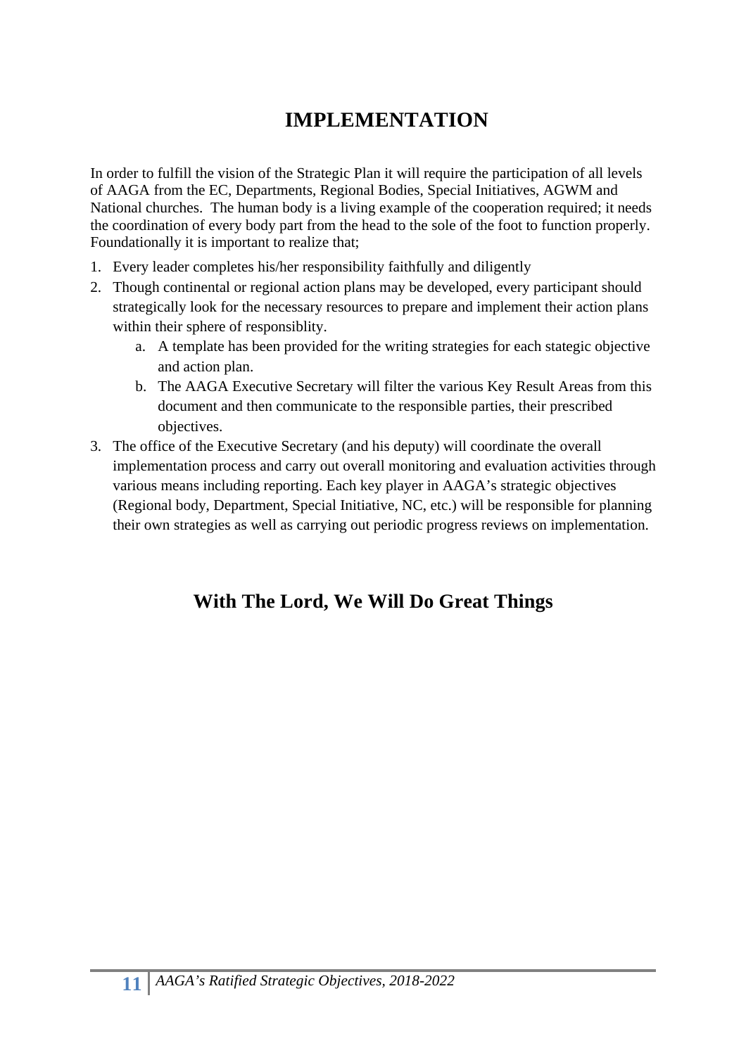# IMPLEMENTATION

In order to fulfill the vision of the Strategic Plan it will require the participation of all levels of AAGA from the EC, Departments, Regional Bodies, Special Initiatives, AGWM and National churches. The human body is a living example of the cooperation required; it needs the coordination of every body part from the head to the sole of the foot to function properly. Foundationally it is important to realize that;

1. Every leader completes his/her responsibility faithfully and diligently
2. Though continental or regional action plans may be developed, every participant should strategically look for the necessary resources to prepare and implement their action plans within their sphere of responsiblity.
   a. A template has been provided for the writing strategies for each stategic objective and action plan.
   b. The AAGA Executive Secretary will filter the various Key Result Areas from this document and then communicate to the responsible parties, their prescribed objectives.
3. The office of the Executive Secretary (and his deputy) will coordinate the overall implementation process and carry out overall monitoring and evaluation activities through various means including reporting. Each key player in AAGA's strategic objectives (Regional body, Department, Special Initiative, NC, etc.) will be responsible for planning their own strategies as well as carrying out periodic progress reviews on implementation.

## With The Lord, We Will Do Great Things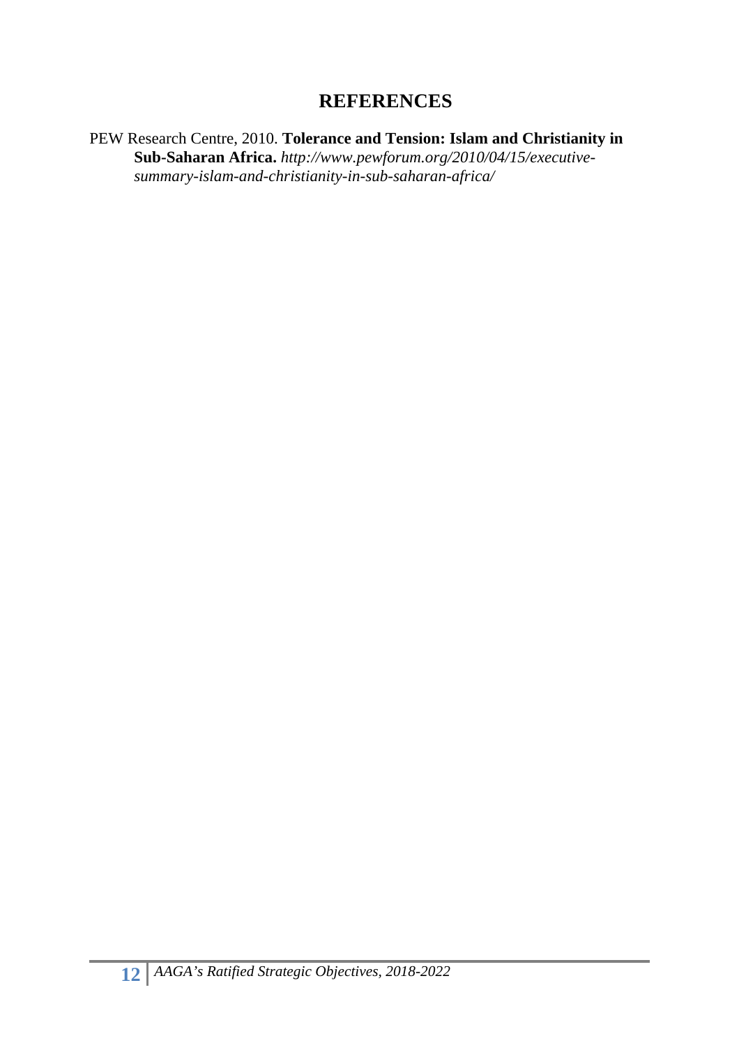# REFERENCES

PEW Research Centre, 2010. **Tolerance and Tension: Islam and Christianity in Sub-Saharan Africa.** *http://www.pewforum.org/2010/04/15/executive-summary-islam-and-christianity-in-sub-saharan-africa/*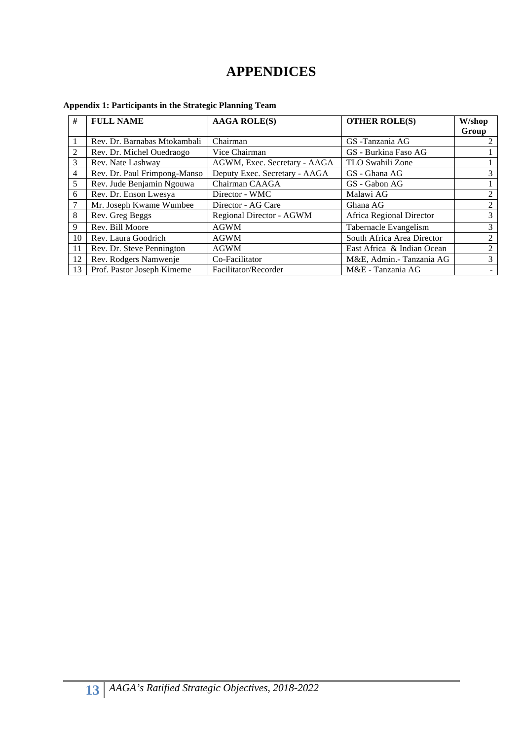# APPENDICES

**Appendix 1: Participants in the Strategic Planning Team**

| # | FULL NAME | AAGA ROLE(S) | OTHER ROLE(S) | W/shop Group |
|---|---|---|---|---|
| 1 | Rev. Dr. Barnabas Mtokambali | Chairman | GS -Tanzania AG | 2 |
| 2 | Rev. Dr. Michel Ouedraogo | Vice Chairman | GS - Burkina Faso AG | 1 |
| 3 | Rev. Nate Lashway | AGWM, Exec. Secretary - AAGA | TLO Swahili Zone | 1 |
| 4 | Rev. Dr. Paul Frimpong-Manso | Deputy Exec. Secretary - AAGA | GS - Ghana AG | 3 |
| 5 | Rev. Jude Benjamin Ngouwa | Chairman CAAGA | GS - Gabon AG | 1 |
| 6 | Rev. Dr. Enson Lwesya | Director - WMC | Malawi AG | 2 |
| 7 | Mr. Joseph Kwame Wumbee | Director - AG Care | Ghana AG | 2 |
| 8 | Rev. Greg Beggs | Regional Director - AGWM | Africa Regional Director | 3 |
| 9 | Rev. Bill Moore | AGWM | Tabernacle Evangelism | 3 |
| 10 | Rev. Laura Goodrich | AGWM | South Africa Area Director | 2 |
| 11 | Rev. Dr. Steve Pennington | AGWM | East Africa & Indian Ocean | 2 |
| 12 | Rev. Rodgers Namwenje | Co-Facilitator | M&E, Admin.- Tanzania AG | 3 |
| 13 | Prof. Pastor Joseph Kimeme | Facilitator/Recorder | M&E - Tanzania AG | - |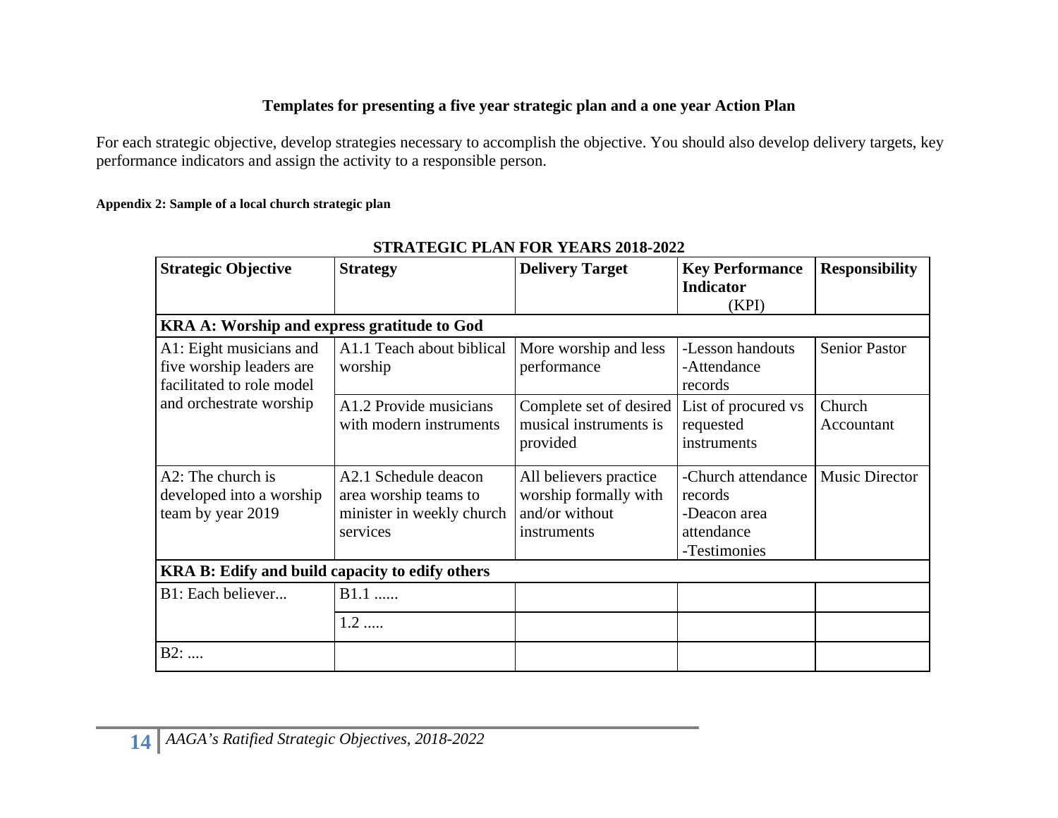**Templates for presenting a five year strategic plan and a one year Action Plan**

For each strategic objective, develop strategies necessary to accomplish the objective. You should also develop delivery targets, key performance indicators and assign the activity to a responsible person.

**Appendix 2: Sample of a local church strategic plan**

**STRATEGIC PLAN FOR YEARS 2018-2022**

| Strategic Objective | Strategy | Delivery Target | Key Performance Indicator (KPI) | Responsibility |
|---|---|---|---|---|
| **KRA A: Worship and express gratitude to God** | | | | |
| A1: Eight musicians and five worship leaders are facilitated to role model and orchestrate worship | A1.1 Teach about biblical worship | More worship and less performance | -Lesson handouts<br>-Attendance records | Senior Pastor |
| | A1.2 Provide musicians with modern instruments | Complete set of desired musical instruments is provided | List of procured vs requested instruments | Church Accountant |
| A2: The church is developed into a worship team by year 2019 | A2.1 Schedule deacon area worship teams to minister in weekly church services | All believers practice worship formally with and/or without instruments | -Church attendance records<br>-Deacon area attendance<br>-Testimonies | Music Director |
| **KRA B: Edify and build capacity to edify others** | | | | |
| B1: Each believer... | B1.1 ...... | | | |
| | 1.2 ..... | | | |
| B2: .... | | | | |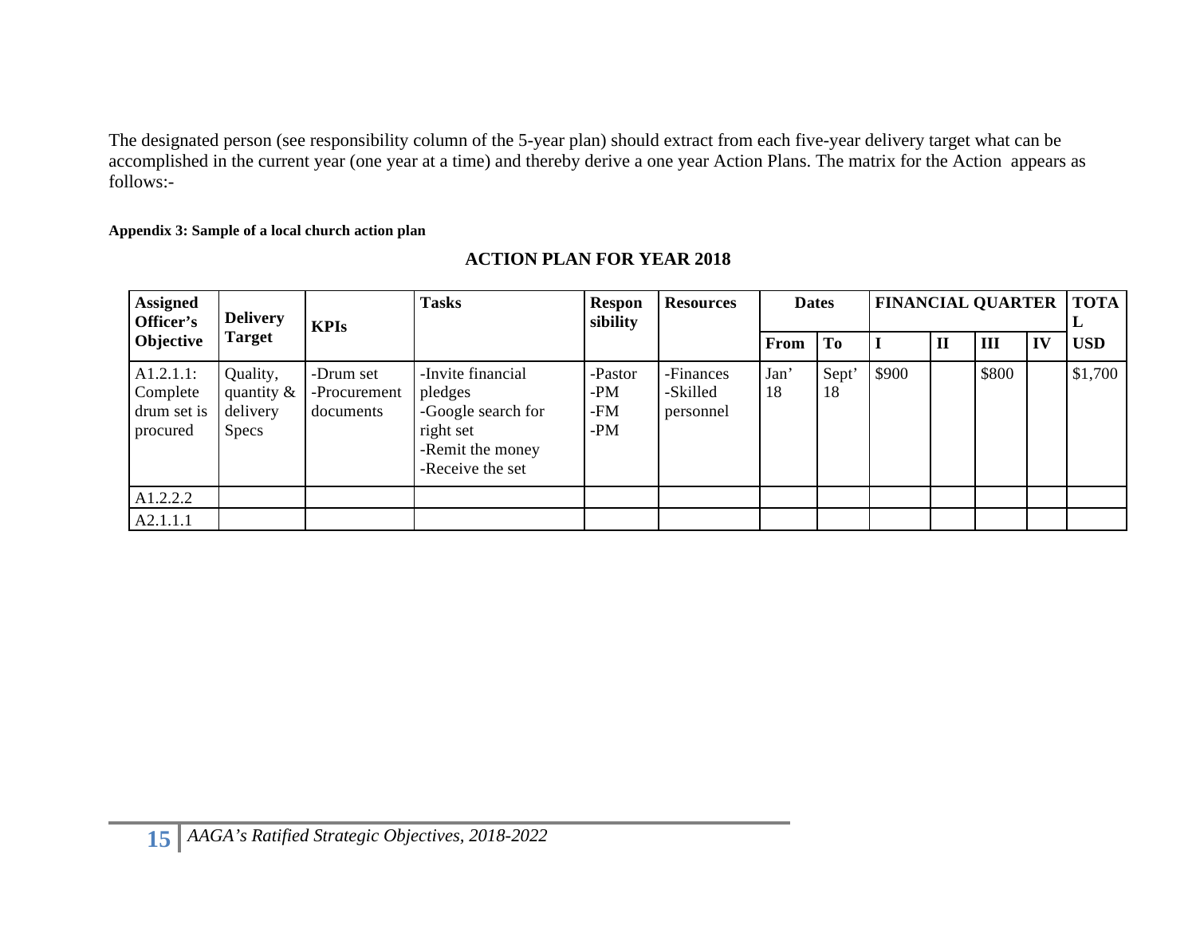The designated person (see responsibility column of the 5-year plan) should extract from each five-year delivery target what can be accomplished in the current year (one year at a time) and thereby derive a one year Action Plans. The matrix for the Action appears as follows:-

**Appendix 3: Sample of a local church action plan**

## ACTION PLAN FOR YEAR 2018

| Assigned Officer's Objective | Delivery Target | KPIs | Tasks | Responsibility | Resources | Dates | | FINANCIAL QUARTER | | | | TOTAL |
|---|---|---|---|---|---|---|---|---|---|---|---|---|
| | | | | | | From | To | I | II | III | IV | USD |
| A1.2.1.1: Complete drum set is procured | Quality, quantity & delivery Specs | -Drum set<br>-Procurement documents | -Invite financial pledges<br>-Google search for right set<br>-Remit the money<br>-Receive the set | -Pastor<br>-PM<br>-FM<br>-PM | -Finances<br>-Skilled personnel | Jan' 18 | Sept' 18 | $900 | | $800 | | $1,700 |
| A1.2.2.2 | | | | | | | | | | | | |
| A2.1.1.1 | | | | | | | | | | | | |